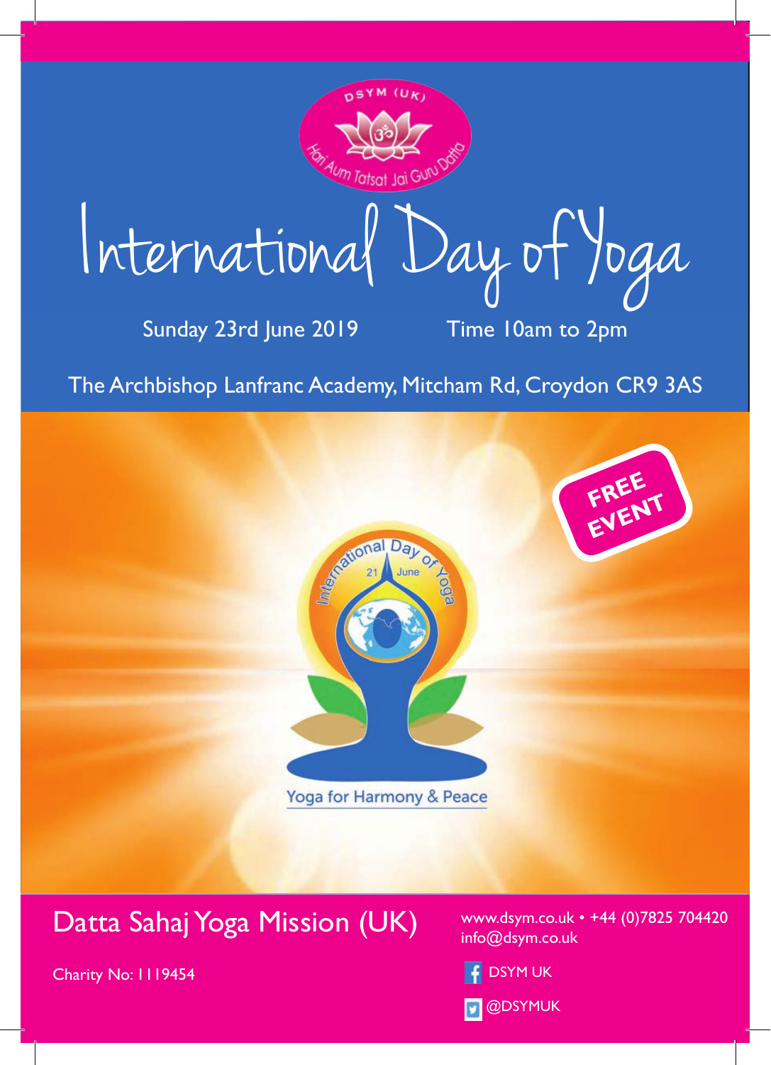DSYM (UK)

Hari Aum Tatsat Jai Guru Datta

# International Day of Yoga

Sunday 23rd June 2019 Time 10am to 2pm

The Archbishop Lanfranc Academy, Mitcham Rd, Croydon CR9 3AS

**FREE EVENT**

International Day of Yoga

21 June

Yoga for Harmony & Peace

## Datta Sahaj Yoga Mission (UK)

Charity No: 1119454

www.dsym.co.uk • +44 (0)7825 704420
info@dsym.co.uk

DSYM UK

@DSYMUK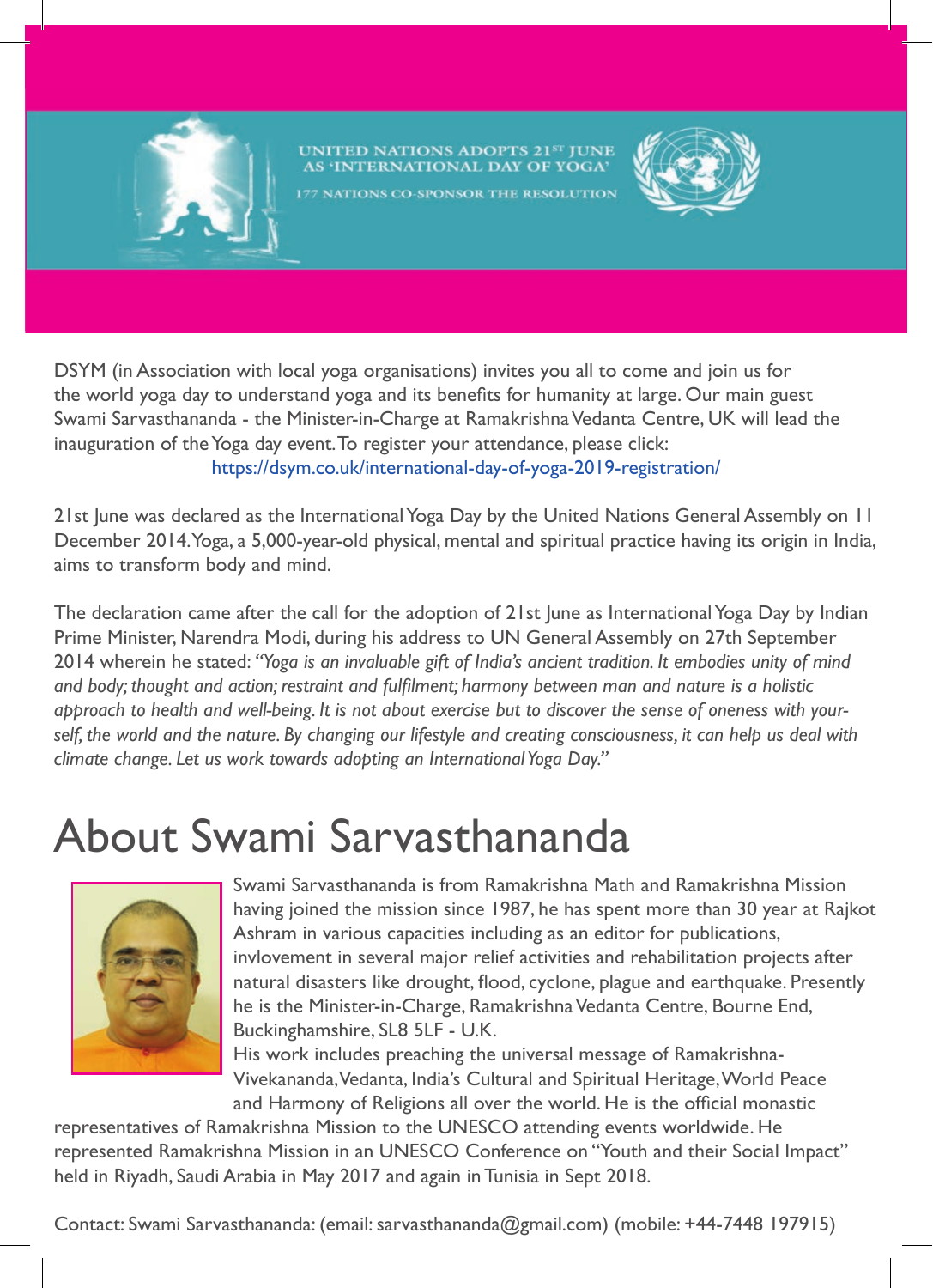UNITED NATIONS ADOPTS 21ST JUNE AS 'INTERNATIONAL DAY OF YOGA'

177 NATIONS CO-SPONSOR THE RESOLUTION

DSYM (in Association with local yoga organisations) invites you all to come and join us for the world yoga day to understand yoga and its benefits for humanity at large. Our main guest Swami Sarvasthananda - the Minister-in-Charge at Ramakrishna Vedanta Centre, UK will lead the inauguration of the Yoga day event. To register your attendance, please click: https://dsym.co.uk/international-day-of-yoga-2019-registration/

21st June was declared as the International Yoga Day by the United Nations General Assembly on 11 December 2014. Yoga, a 5,000-year-old physical, mental and spiritual practice having its origin in India, aims to transform body and mind.

The declaration came after the call for the adoption of 21st June as International Yoga Day by Indian Prime Minister, Narendra Modi, during his address to UN General Assembly on 27th September 2014 wherein he stated: *"Yoga is an invaluable gift of India's ancient tradition. It embodies unity of mind and body; thought and action; restraint and fulfilment; harmony between man and nature is a holistic approach to health and well-being. It is not about exercise but to discover the sense of oneness with yourself, the world and the nature. By changing our lifestyle and creating consciousness, it can help us deal with climate change. Let us work towards adopting an International Yoga Day."*

# About Swami Sarvasthananda

Swami Sarvasthananda is from Ramakrishna Math and Ramakrishna Mission having joined the mission since 1987, he has spent more than 30 year at Rajkot Ashram in various capacities including as an editor for publications, invlovement in several major relief activities and rehabilitation projects after natural disasters like drought, flood, cyclone, plague and earthquake. Presently he is the Minister-in-Charge, Ramakrishna Vedanta Centre, Bourne End, Buckinghamshire, SL8 5LF - U.K.

His work includes preaching the universal message of Ramakrishna-Vivekananda, Vedanta, India's Cultural and Spiritual Heritage, World Peace and Harmony of Religions all over the world. He is the official monastic representatives of Ramakrishna Mission to the UNESCO attending events worldwide. He represented Ramakrishna Mission in an UNESCO Conference on "Youth and their Social Impact" held in Riyadh, Saudi Arabia in May 2017 and again in Tunisia in Sept 2018.

Contact: Swami Sarvasthananda: (email: sarvasthananda@gmail.com) (mobile: +44-7448 197915)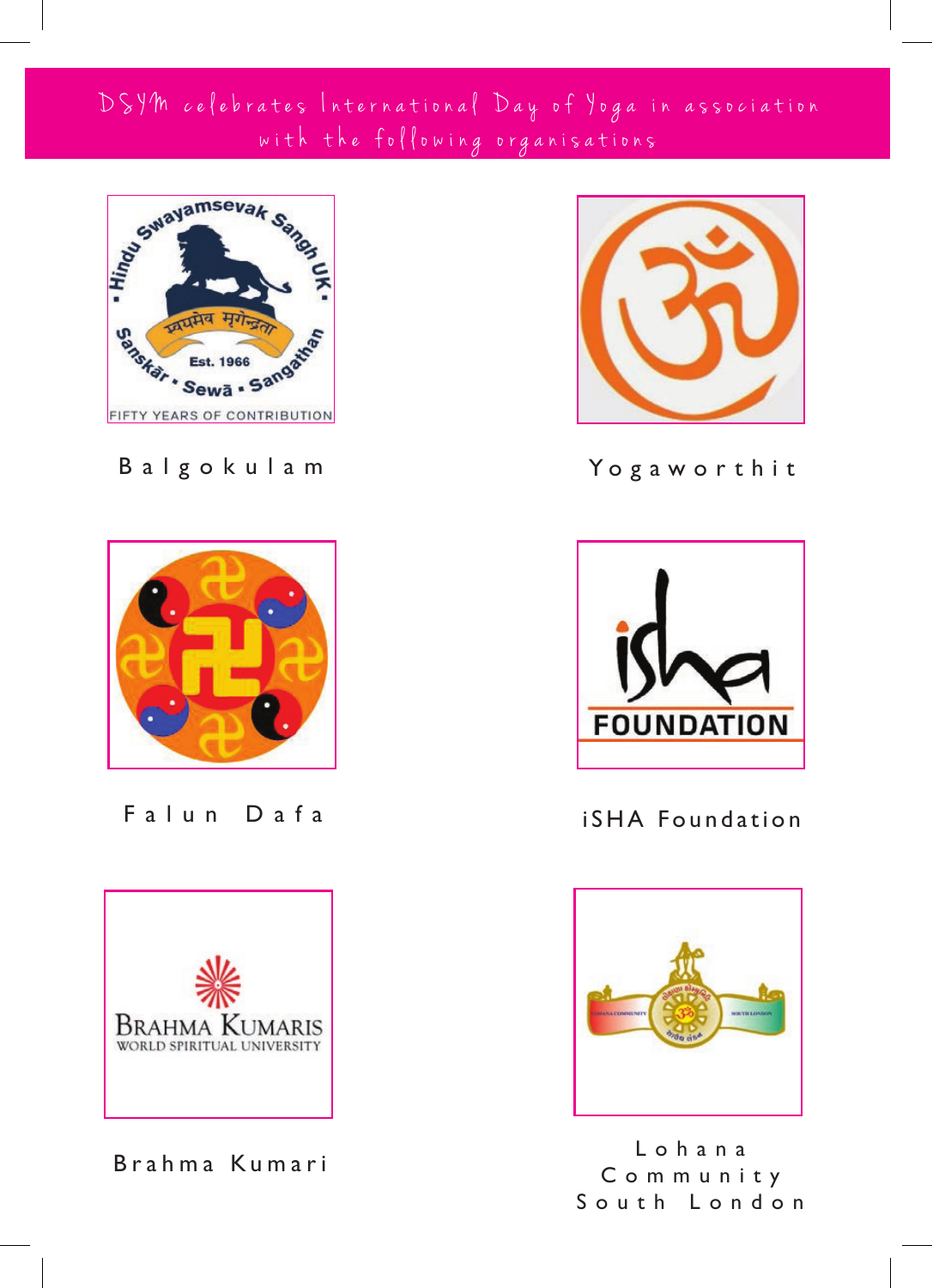# DSYM celebrates International Day of Yoga in association with the following organisations

Balgokulam

Yogaworthit

Falun Dafa

iSHA Foundation

Brahma Kumari

Lohana Community South London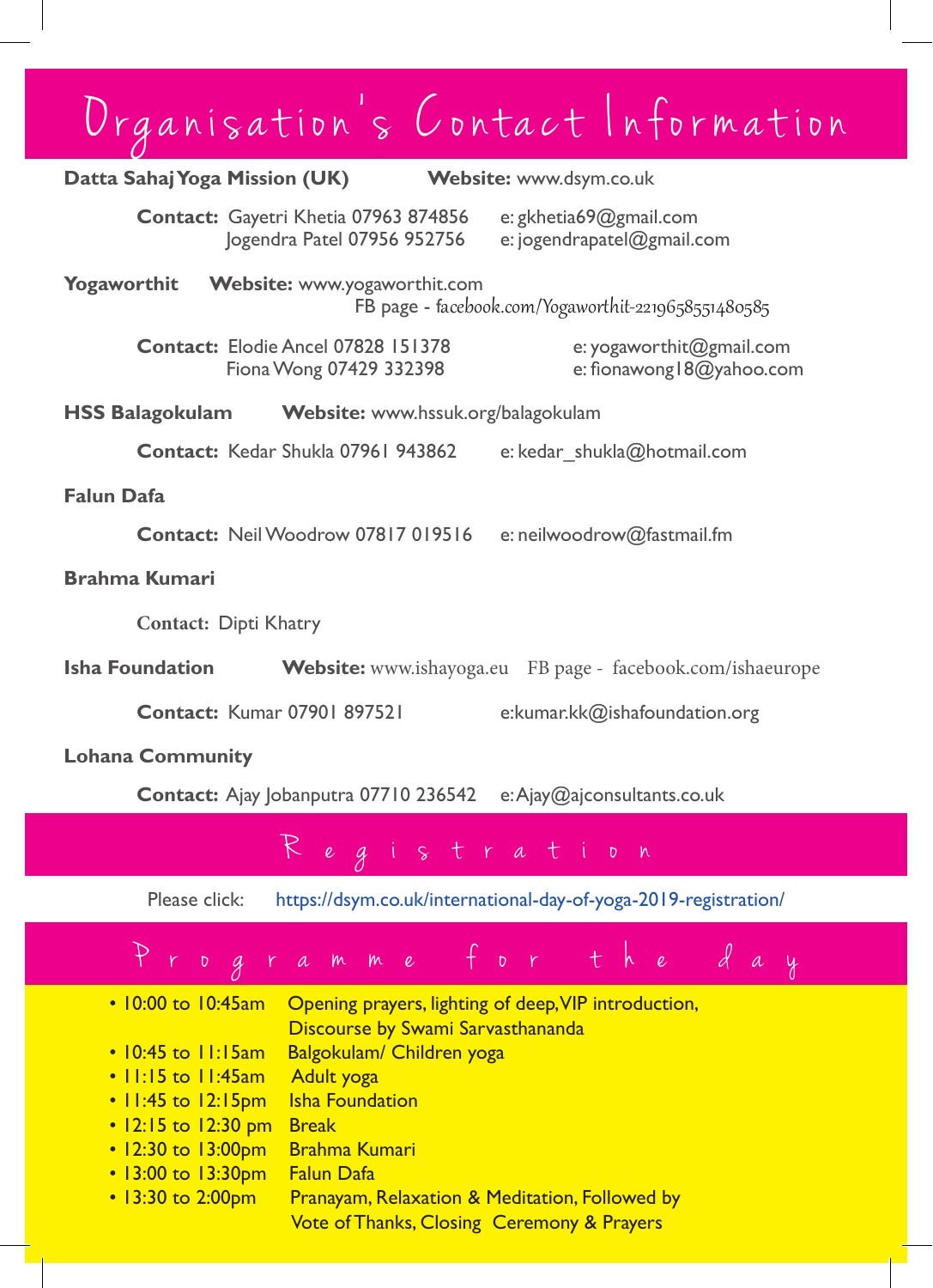# Organisation's Contact Information

**Datta Sahaj Yoga Mission (UK)** **Website:** www.dsym.co.uk

**Contact:** Gayetri Khetia 07963 874856 e: gkhetia69@gmail.com
Jogendra Patel 07956 952756 e: jogendrapatel@gmail.com

**Yogaworthit** **Website:** www.yogaworthit.com
FB page - facebook.com/Yogaworthit-2219658551480585

**Contact:** Elodie Ancel 07828 151378 e: yogaworthit@gmail.com
Fiona Wong 07429 332398 e: fionawong18@yahoo.com

**HSS Balagokulam** **Website:** www.hssuk.org/balagokulam

**Contact:** Kedar Shukla 07961 943862 e: kedar_shukla@hotmail.com

**Falun Dafa**

**Contact:** Neil Woodrow 07817 019516 e: neilwoodrow@fastmail.fm

**Brahma Kumari**

Contact: Dipti Khatry

**Isha Foundation** **Website:** www.ishayoga.eu FB page - facebook.com/ishaeurope

**Contact:** Kumar 07901 897521 e:kumar.kk@ishafoundation.org

**Lohana Community**

**Contact:** Ajay Jobanputra 07710 236542 e:Ajay@ajconsultants.co.uk

# Registration

Please click: https://dsym.co.uk/international-day-of-yoga-2019-registration/

# Programme for the day

- 10:00 to 10:45am Opening prayers, lighting of deep, VIP introduction, Discourse by Swami Sarvasthananda
- 10:45 to 11:15am Balgokulam/ Children yoga
- 11:15 to 11:45am Adult yoga
- 11:45 to 12:15pm Isha Foundation
- 12:15 to 12:30 pm Break
- 12:30 to 13:00pm Brahma Kumari
- 13:00 to 13:30pm Falun Dafa
- 13:30 to 2:00pm Pranayam, Relaxation & Meditation, Followed by Vote of Thanks, Closing Ceremony & Prayers